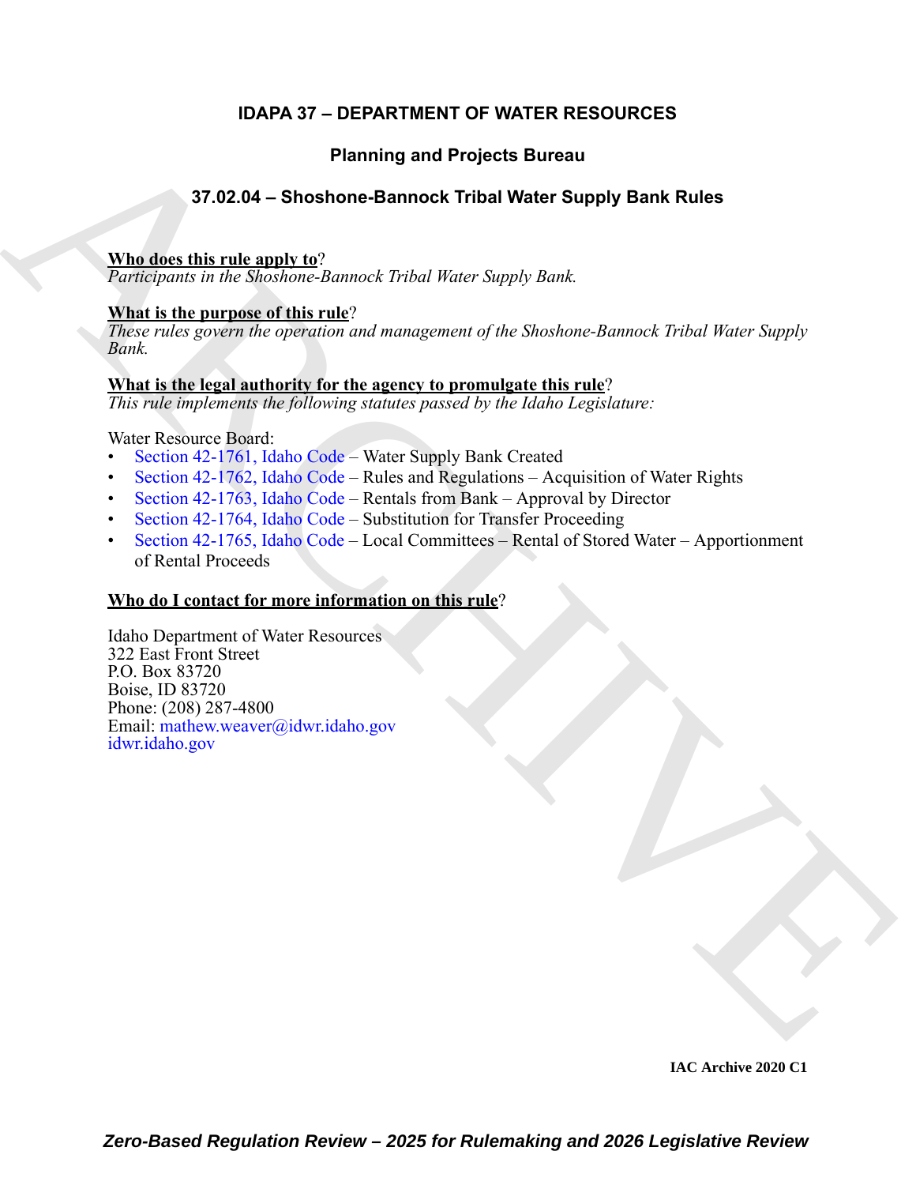# IDAPA 37 – DEPARTMENT OF WATER RESOURCES

## Planning and Projects Bureau

## 37.02.04 – Shoshone-Bannock Tribal Water Supply Bank Rules

**Who does this rule apply to**?
*Participants in the Shoshone-Bannock Tribal Water Supply Bank.*

**What is the purpose of this rule**?
*These rules govern the operation and management of the Shoshone-Bannock Tribal Water Supply Bank.*

**What is the legal authority for the agency to promulgate this rule**?
*This rule implements the following statutes passed by the Idaho Legislature:*

Water Resource Board:
- Section 42-1761, Idaho Code – Water Supply Bank Created
- Section 42-1762, Idaho Code – Rules and Regulations – Acquisition of Water Rights
- Section 42-1763, Idaho Code – Rentals from Bank – Approval by Director
- Section 42-1764, Idaho Code – Substitution for Transfer Proceeding
- Section 42-1765, Idaho Code – Local Committees – Rental of Stored Water – Apportionment of Rental Proceeds

**Who do I contact for more information on this rule**?

Idaho Department of Water Resources
322 East Front Street
P.O. Box 83720
Boise, ID 83720
Phone: (208) 287-4800
Email: mathew.weaver@idwr.idaho.gov
idwr.idaho.gov

IAC Archive 2020 C1

*Zero-Based Regulation Review – 2025 for Rulemaking and 2026 Legislative Review*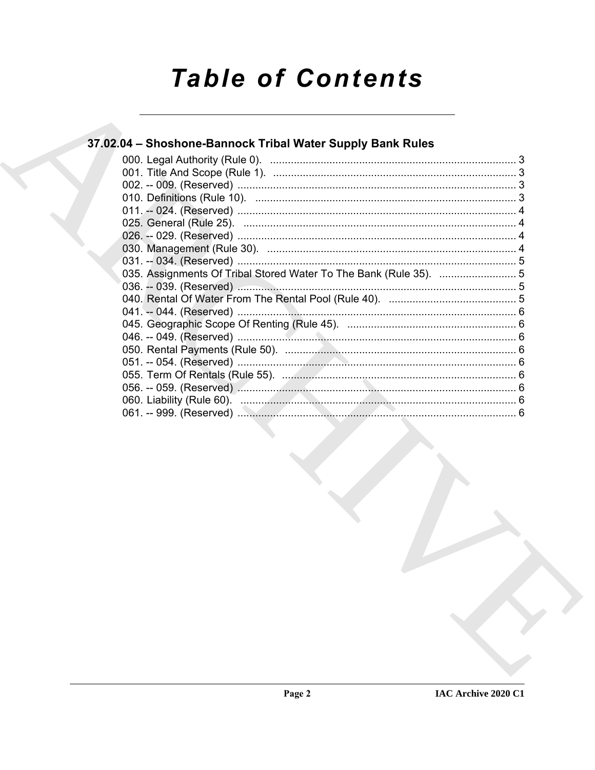# Table of Contents

## 37.02.04 – Shoshone-Bannock Tribal Water Supply Bank Rules

000. Legal Authority (Rule 0). .......... 3
001. Title And Scope (Rule 1). .......... 3
002. -- 009. (Reserved) .......... 3
010. Definitions (Rule 10). .......... 3
011. -- 024. (Reserved) .......... 4
025. General (Rule 25). .......... 4
026. -- 029. (Reserved) .......... 4
030. Management (Rule 30). .......... 4
031. -- 034. (Reserved) .......... 5
035. Assignments Of Tribal Stored Water To The Bank (Rule 35). .......... 5
036. -- 039. (Reserved) .......... 5
040. Rental Of Water From The Rental Pool (Rule 40). .......... 5
041. -- 044. (Reserved) .......... 6
045. Geographic Scope Of Renting (Rule 45). .......... 6
046. -- 049. (Reserved) .......... 6
050. Rental Payments (Rule 50). .......... 6
051. -- 054. (Reserved) .......... 6
055. Term Of Rentals (Rule 55). .......... 6
056. -- 059. (Reserved) .......... 6
060. Liability (Rule 60). .......... 6
061. -- 999. (Reserved) .......... 6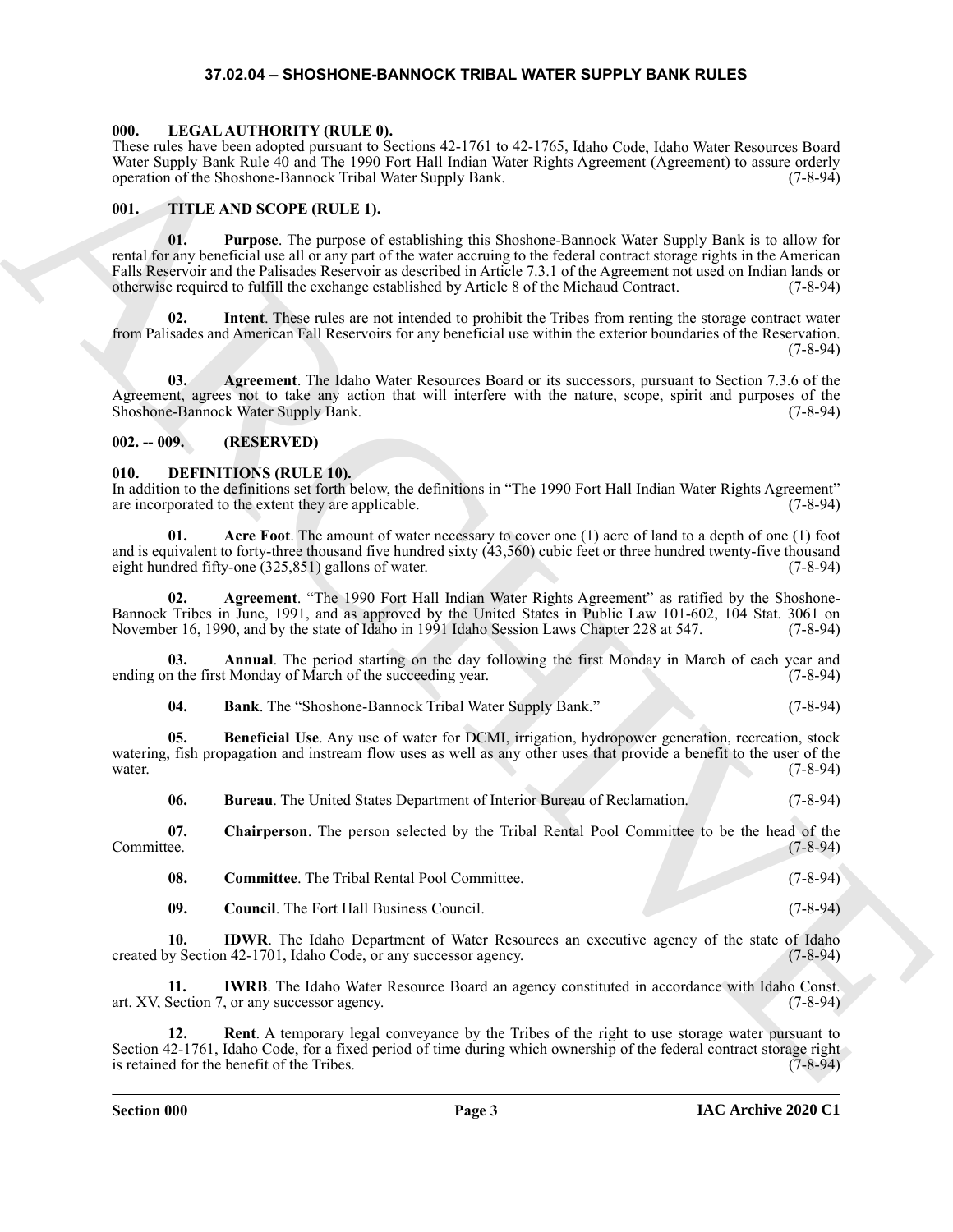# 37.02.04 – SHOSHONE-BANNOCK TRIBAL WATER SUPPLY BANK RULES

## 000. LEGAL AUTHORITY (RULE 0).

These rules have been adopted pursuant to Sections 42-1761 to 42-1765, Idaho Code, Idaho Water Resources Board Water Supply Bank Rule 40 and The 1990 Fort Hall Indian Water Rights Agreement (Agreement) to assure orderly operation of the Shoshone-Bannock Tribal Water Supply Bank. (7-8-94)

## 001. TITLE AND SCOPE (RULE 1).

**01. Purpose**. The purpose of establishing this Shoshone-Bannock Water Supply Bank is to allow for rental for any beneficial use all or any part of the water accruing to the federal contract storage rights in the American Falls Reservoir and the Palisades Reservoir as described in Article 7.3.1 of the Agreement not used on Indian lands or otherwise required to fulfill the exchange established by Article 8 of the Michaud Contract. (7-8-94)

**02. Intent**. These rules are not intended to prohibit the Tribes from renting the storage contract water from Palisades and American Fall Reservoirs for any beneficial use within the exterior boundaries of the Reservation. (7-8-94)

**03. Agreement**. The Idaho Water Resources Board or its successors, pursuant to Section 7.3.6 of the Agreement, agrees not to take any action that will interfere with the nature, scope, spirit and purposes of the Shoshone-Bannock Water Supply Bank. (7-8-94)

## 002. -- 009. (RESERVED)

## 010. DEFINITIONS (RULE 10).

In addition to the definitions set forth below, the definitions in "The 1990 Fort Hall Indian Water Rights Agreement" are incorporated to the extent they are applicable. (7-8-94)

**01. Acre Foot**. The amount of water necessary to cover one (1) acre of land to a depth of one (1) foot and is equivalent to forty-three thousand five hundred sixty (43,560) cubic feet or three hundred twenty-five thousand eight hundred fifty-one (325,851) gallons of water. (7-8-94)

**02. Agreement**. "The 1990 Fort Hall Indian Water Rights Agreement" as ratified by the Shoshone-Bannock Tribes in June, 1991, and as approved by the United States in Public Law 101-602, 104 Stat. 3061 on November 16, 1990, and by the state of Idaho in 1991 Idaho Session Laws Chapter 228 at 547. (7-8-94)

**03. Annual**. The period starting on the day following the first Monday in March of each year and ending on the first Monday of March of the succeeding year. (7-8-94)

**04. Bank**. The "Shoshone-Bannock Tribal Water Supply Bank." (7-8-94)

**05. Beneficial Use**. Any use of water for DCMI, irrigation, hydropower generation, recreation, stock watering, fish propagation and instream flow uses as well as any other uses that provide a benefit to the user of the water. (7-8-94)

**06. Bureau**. The United States Department of Interior Bureau of Reclamation. (7-8-94)

**07. Chairperson**. The person selected by the Tribal Rental Pool Committee to be the head of the Committee. (7-8-94)

**08. Committee**. The Tribal Rental Pool Committee. (7-8-94)

**09. Council**. The Fort Hall Business Council. (7-8-94)

**10. IDWR**. The Idaho Department of Water Resources an executive agency of the state of Idaho created by Section 42-1701, Idaho Code, or any successor agency. (7-8-94)

**11. IWRB**. The Idaho Water Resource Board an agency constituted in accordance with Idaho Const. art. XV, Section 7, or any successor agency. (7-8-94)

**12. Rent**. A temporary legal conveyance by the Tribes of the right to use storage water pursuant to Section 42-1761, Idaho Code, for a fixed period of time during which ownership of the federal contract storage right is retained for the benefit of the Tribes. (7-8-94)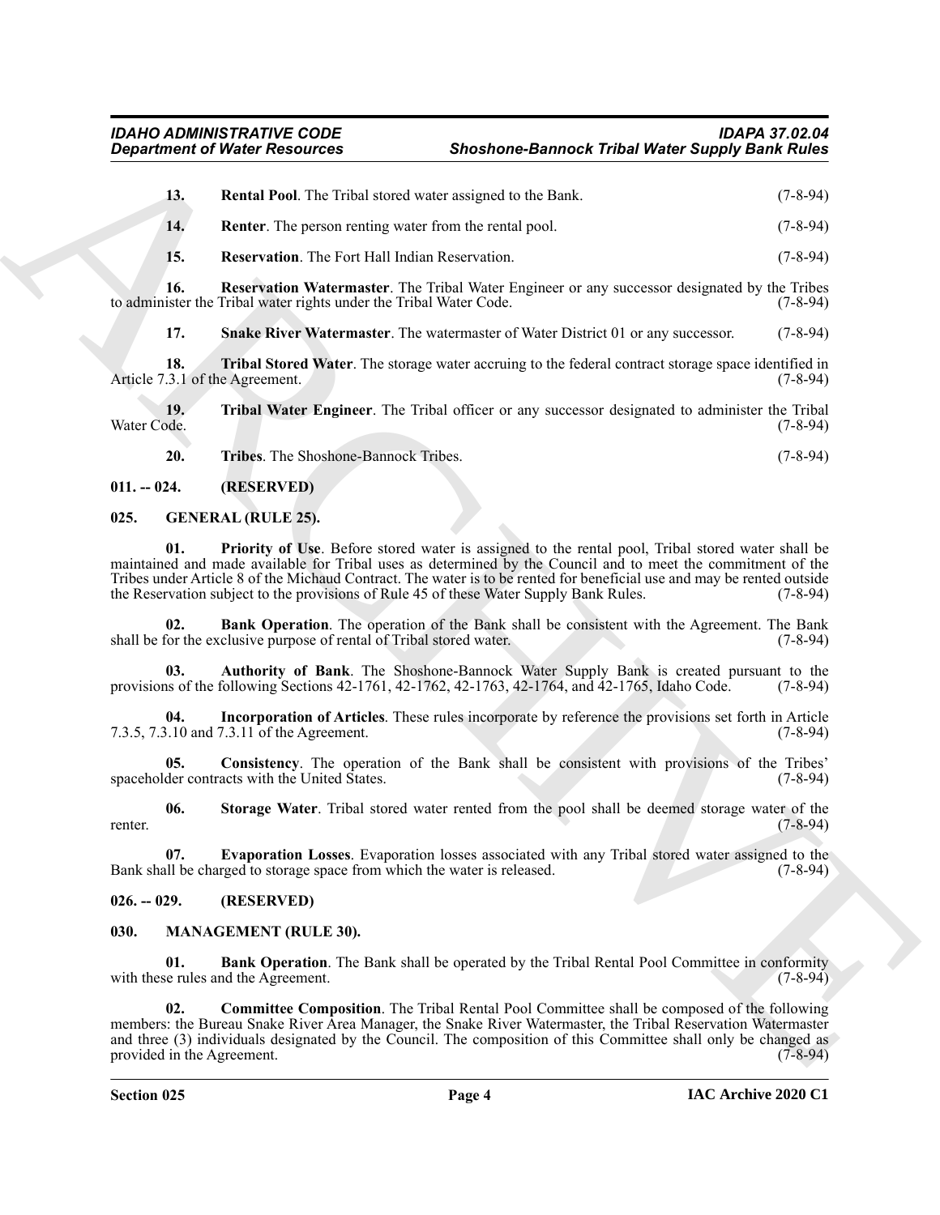**13. Rental Pool**. The Tribal stored water assigned to the Bank. (7-8-94)

**14. Renter**. The person renting water from the rental pool. (7-8-94)

**15. Reservation**. The Fort Hall Indian Reservation. (7-8-94)

**16. Reservation Watermaster**. The Tribal Water Engineer or any successor designated by the Tribes to administer the Tribal water rights under the Tribal Water Code. (7-8-94)

**17. Snake River Watermaster**. The watermaster of Water District 01 or any successor. (7-8-94)

**18. Tribal Stored Water**. The storage water accruing to the federal contract storage space identified in Article 7.3.1 of the Agreement. (7-8-94)

**19. Tribal Water Engineer**. The Tribal officer or any successor designated to administer the Tribal Water Code. (7-8-94)

**20. Tribes**. The Shoshone-Bannock Tribes. (7-8-94)

## 011. -- 024. (RESERVED)

## 025. GENERAL (RULE 25).

**01. Priority of Use**. Before stored water is assigned to the rental pool, Tribal stored water shall be maintained and made available for Tribal uses as determined by the Council and to meet the commitment of the Tribes under Article 8 of the Michaud Contract. The water is to be rented for beneficial use and may be rented outside the Reservation subject to the provisions of Rule 45 of these Water Supply Bank Rules. (7-8-94)

**02. Bank Operation**. The operation of the Bank shall be consistent with the Agreement. The Bank shall be for the exclusive purpose of rental of Tribal stored water. (7-8-94)

**03. Authority of Bank**. The Shoshone-Bannock Water Supply Bank is created pursuant to the provisions of the following Sections 42-1761, 42-1762, 42-1763, 42-1764, and 42-1765, Idaho Code. (7-8-94)

**04. Incorporation of Articles**. These rules incorporate by reference the provisions set forth in Article 7.3.5, 7.3.10 and 7.3.11 of the Agreement. (7-8-94)

**05. Consistency**. The operation of the Bank shall be consistent with provisions of the Tribes' spaceholder contracts with the United States. (7-8-94)

**06. Storage Water**. Tribal stored water rented from the pool shall be deemed storage water of the renter. (7-8-94)

**07. Evaporation Losses**. Evaporation losses associated with any Tribal stored water assigned to the Bank shall be charged to storage space from which the water is released. (7-8-94)

## 026. -- 029. (RESERVED)

## 030. MANAGEMENT (RULE 30).

**01. Bank Operation**. The Bank shall be operated by the Tribal Rental Pool Committee in conformity with these rules and the Agreement. (7-8-94)

**02. Committee Composition**. The Tribal Rental Pool Committee shall be composed of the following members: the Bureau Snake River Area Manager, the Snake River Watermaster, the Tribal Reservation Watermaster and three (3) individuals designated by the Council. The composition of this Committee shall only be changed as provided in the Agreement. (7-8-94)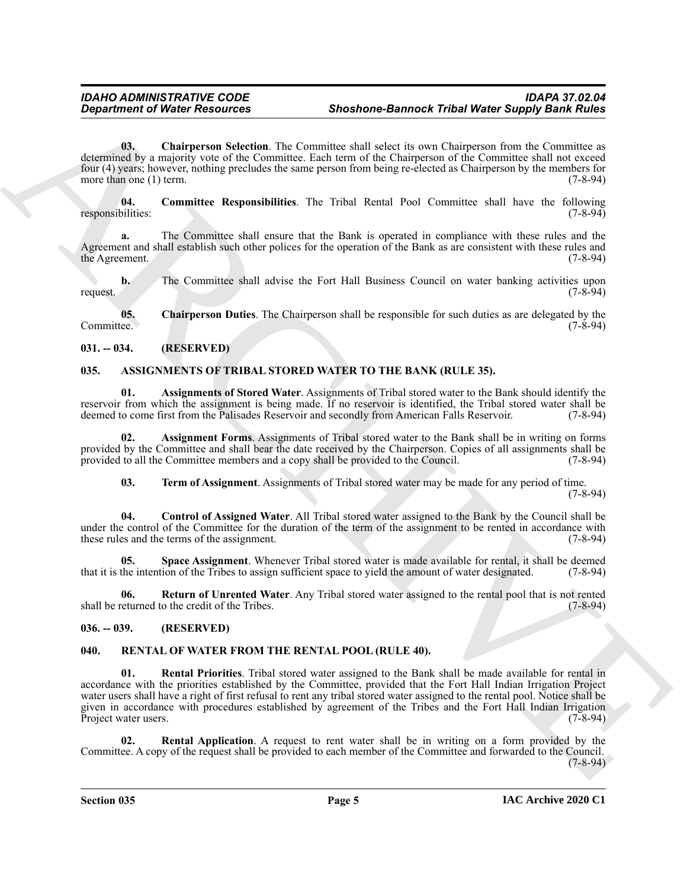**03. Chairperson Selection**. The Committee shall select its own Chairperson from the Committee as determined by a majority vote of the Committee. Each term of the Chairperson of the Committee shall not exceed four (4) years; however, nothing precludes the same person from being re-elected as Chairperson by the members for more than one (1) term. (7-8-94)

**04. Committee Responsibilities**. The Tribal Rental Pool Committee shall have the following responsibilities: (7-8-94)

**a.** The Committee shall ensure that the Bank is operated in compliance with these rules and the Agreement and shall establish such other polices for the operation of the Bank as are consistent with these rules and the Agreement. (7-8-94)

**b.** The Committee shall advise the Fort Hall Business Council on water banking activities upon request. (7-8-94)

**05. Chairperson Duties**. The Chairperson shall be responsible for such duties as are delegated by the Committee. (7-8-94)

## 031. -- 034. (RESERVED)

## 035. ASSIGNMENTS OF TRIBAL STORED WATER TO THE BANK (RULE 35).

**01. Assignments of Stored Water**. Assignments of Tribal stored water to the Bank should identify the reservoir from which the assignment is being made. If no reservoir is identified, the Tribal stored water shall be deemed to come first from the Palisades Reservoir and secondly from American Falls Reservoir. (7-8-94)

**02. Assignment Forms**. Assignments of Tribal stored water to the Bank shall be in writing on forms provided by the Committee and shall bear the date received by the Chairperson. Copies of all assignments shall be provided to all the Committee members and a copy shall be provided to the Council. (7-8-94)

**03. Term of Assignment**. Assignments of Tribal stored water may be made for any period of time. (7-8-94)

**04. Control of Assigned Water**. All Tribal stored water assigned to the Bank by the Council shall be under the control of the Committee for the duration of the term of the assignment to be rented in accordance with these rules and the terms of the assignment. (7-8-94)

**05. Space Assignment**. Whenever Tribal stored water is made available for rental, it shall be deemed that it is the intention of the Tribes to assign sufficient space to yield the amount of water designated. (7-8-94)

**06. Return of Unrented Water**. Any Tribal stored water assigned to the rental pool that is not rented shall be returned to the credit of the Tribes. (7-8-94)

## 036. -- 039. (RESERVED)

## 040. RENTAL OF WATER FROM THE RENTAL POOL (RULE 40).

**01. Rental Priorities**. Tribal stored water assigned to the Bank shall be made available for rental in accordance with the priorities established by the Committee, provided that the Fort Hall Indian Irrigation Project water users shall have a right of first refusal to rent any tribal stored water assigned to the rental pool. Notice shall be given in accordance with procedures established by agreement of the Tribes and the Fort Hall Indian Irrigation Project water users. (7-8-94)

**02. Rental Application**. A request to rent water shall be in writing on a form provided by the Committee. A copy of the request shall be provided to each member of the Committee and forwarded to the Council. (7-8-94)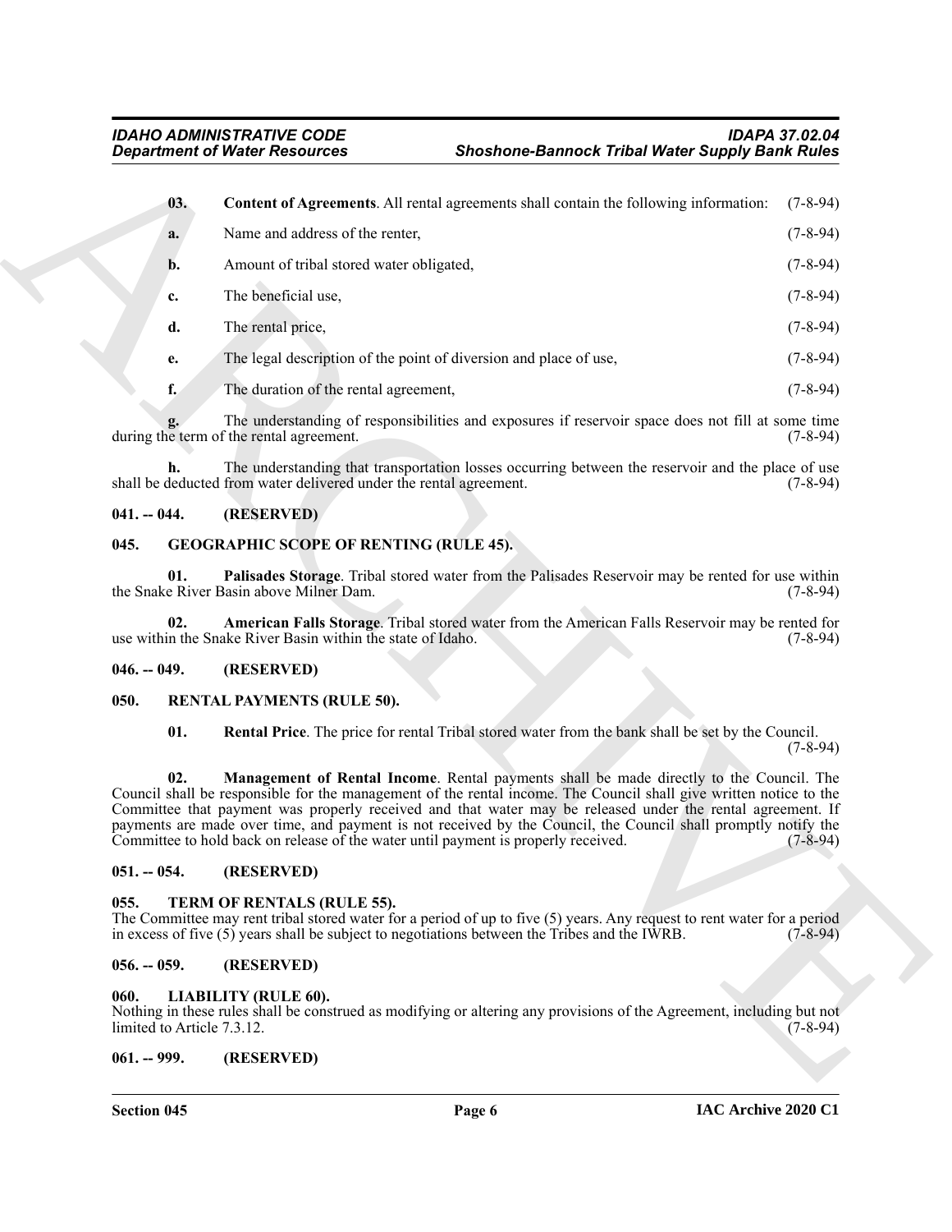**03. Content of Agreements**. All rental agreements shall contain the following information: (7-8-94)

**a.** Name and address of the renter, (7-8-94)

**b.** Amount of tribal stored water obligated, (7-8-94)

**c.** The beneficial use, (7-8-94)

**d.** The rental price, (7-8-94)

**e.** The legal description of the point of diversion and place of use, (7-8-94)

**f.** The duration of the rental agreement, (7-8-94)

**g.** The understanding of responsibilities and exposures if reservoir space does not fill at some time during the term of the rental agreement. (7-8-94)

**h.** The understanding that transportation losses occurring between the reservoir and the place of use shall be deducted from water delivered under the rental agreement. (7-8-94)

## 041. -- 044. (RESERVED)

## 045. GEOGRAPHIC SCOPE OF RENTING (RULE 45).

**01. Palisades Storage**. Tribal stored water from the Palisades Reservoir may be rented for use within the Snake River Basin above Milner Dam. (7-8-94)

**02. American Falls Storage**. Tribal stored water from the American Falls Reservoir may be rented for use within the Snake River Basin within the state of Idaho. (7-8-94)

## 046. -- 049. (RESERVED)

## 050. RENTAL PAYMENTS (RULE 50).

**01. Rental Price**. The price for rental Tribal stored water from the bank shall be set by the Council. (7-8-94)

**02. Management of Rental Income**. Rental payments shall be made directly to the Council. The Council shall be responsible for the management of the rental income. The Council shall give written notice to the Committee that payment was properly received and that water may be released under the rental agreement. If payments are made over time, and payment is not received by the Council, the Council shall promptly notify the Committee to hold back on release of the water until payment is properly received. (7-8-94)

## 051. -- 054. (RESERVED)

## 055. TERM OF RENTALS (RULE 55).

The Committee may rent tribal stored water for a period of up to five (5) years. Any request to rent water for a period in excess of five (5) years shall be subject to negotiations between the Tribes and the IWRB. (7-8-94)

## 056. -- 059. (RESERVED)

## 060. LIABILITY (RULE 60).

Nothing in these rules shall be construed as modifying or altering any provisions of the Agreement, including but not limited to Article 7.3.12. (7-8-94)

## 061. -- 999. (RESERVED)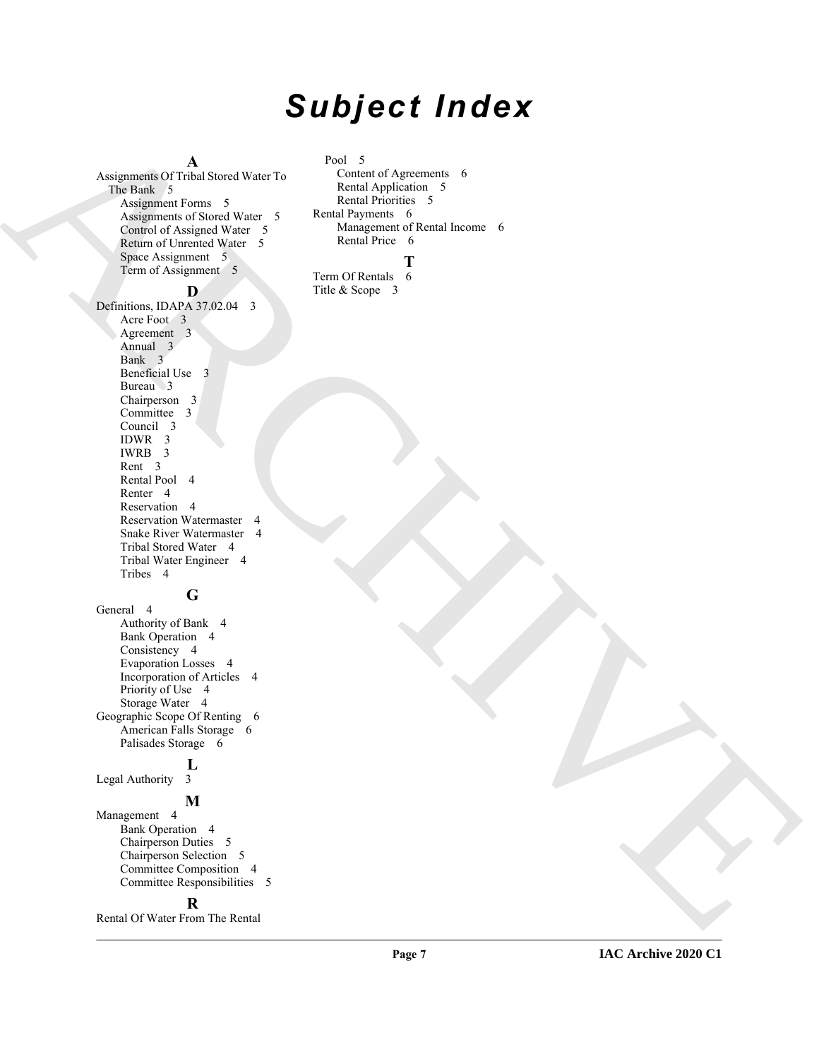# *Subject Index*

**A**

Assignments Of Tribal Stored Water To The Bank 5
- Assignment Forms 5
- Assignments of Stored Water 5
- Control of Assigned Water 5
- Return of Unrented Water 5
- Space Assignment 5
- Term of Assignment 5

**D**

Definitions, IDAPA 37.02.04 3
- Acre Foot 3
- Agreement 3
- Annual 3
- Bank 3
- Beneficial Use 3
- Bureau 3
- Chairperson 3
- Committee 3
- Council 3
- IDWR 3
- IWRB 3
- Rent 3
- Rental Pool 4
- Renter 4
- Reservation 4
- Reservation Watermaster 4
- Snake River Watermaster 4
- Tribal Stored Water 4
- Tribal Water Engineer 4
- Tribes 4

**G**

General 4
- Authority of Bank 4
- Bank Operation 4
- Consistency 4
- Evaporation Losses 4
- Incorporation of Articles 4
- Priority of Use 4
- Storage Water 4

Geographic Scope Of Renting 6
- American Falls Storage 6
- Palisades Storage 6

**L**

Legal Authority 3

**M**

Management 4
- Bank Operation 4
- Chairperson Duties 5
- Chairperson Selection 5
- Committee Composition 4
- Committee Responsibilities 5

**R**

Rental Of Water From The Rental Pool 5
- Content of Agreements 6
- Rental Application 5
- Rental Priorities 5

Rental Payments 6
- Management of Rental Income 6
- Rental Price 6

**T**

Term Of Rentals 6

Title & Scope 3